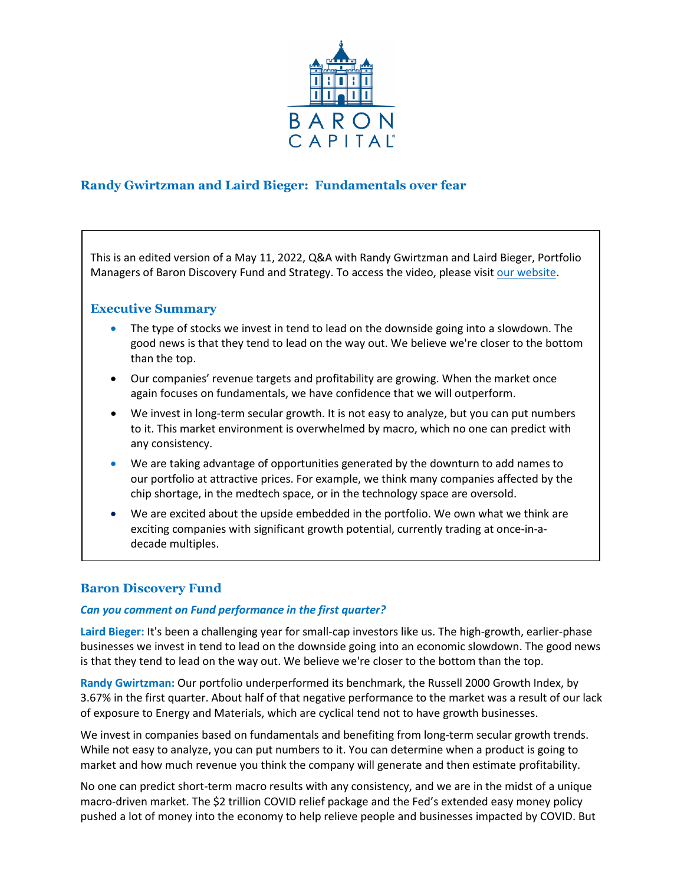BARON CAPITAL

## Randy Gwirtzman and Laird Bieger: Fundamentals over fear

This is an edited version of a May 11, 2022, Q&A with Randy Gwirtzman and Laird Bieger, Portfolio Managers of Baron Discovery Fund and Strategy. To access the video, please visit [our website](#).

### Executive Summary

- The type of stocks we invest in tend to lead on the downside going into a slowdown. The good news is that they tend to lead on the way out. We believe we're closer to the bottom than the top.
- Our companies' revenue targets and profitability are growing. When the market once again focuses on fundamentals, we have confidence that we will outperform.
- We invest in long-term secular growth. It is not easy to analyze, but you can put numbers to it. This market environment is overwhelmed by macro, which no one can predict with any consistency.
- We are taking advantage of opportunities generated by the downturn to add names to our portfolio at attractive prices. For example, we think many companies affected by the chip shortage, in the medtech space, or in the technology space are oversold.
- We are excited about the upside embedded in the portfolio. We own what we think are exciting companies with significant growth potential, currently trading at once-in-a-decade multiples.

## Baron Discovery Fund

***Can you comment on Fund performance in the first quarter?***

**Laird Bieger:** It's been a challenging year for small-cap investors like us. The high-growth, earlier-phase businesses we invest in tend to lead on the downside going into an economic slowdown. The good news is that they tend to lead on the way out. We believe we're closer to the bottom than the top.

**Randy Gwirtzman:** Our portfolio underperformed its benchmark, the Russell 2000 Growth Index, by 3.67% in the first quarter. About half of that negative performance to the market was a result of our lack of exposure to Energy and Materials, which are cyclical tend not to have growth businesses.

We invest in companies based on fundamentals and benefiting from long-term secular growth trends. While not easy to analyze, you can put numbers to it. You can determine when a product is going to market and how much revenue you think the company will generate and then estimate profitability.

No one can predict short-term macro results with any consistency, and we are in the midst of a unique macro-driven market. The $2 trillion COVID relief package and the Fed's extended easy money policy pushed a lot of money into the economy to help relieve people and businesses impacted by COVID. But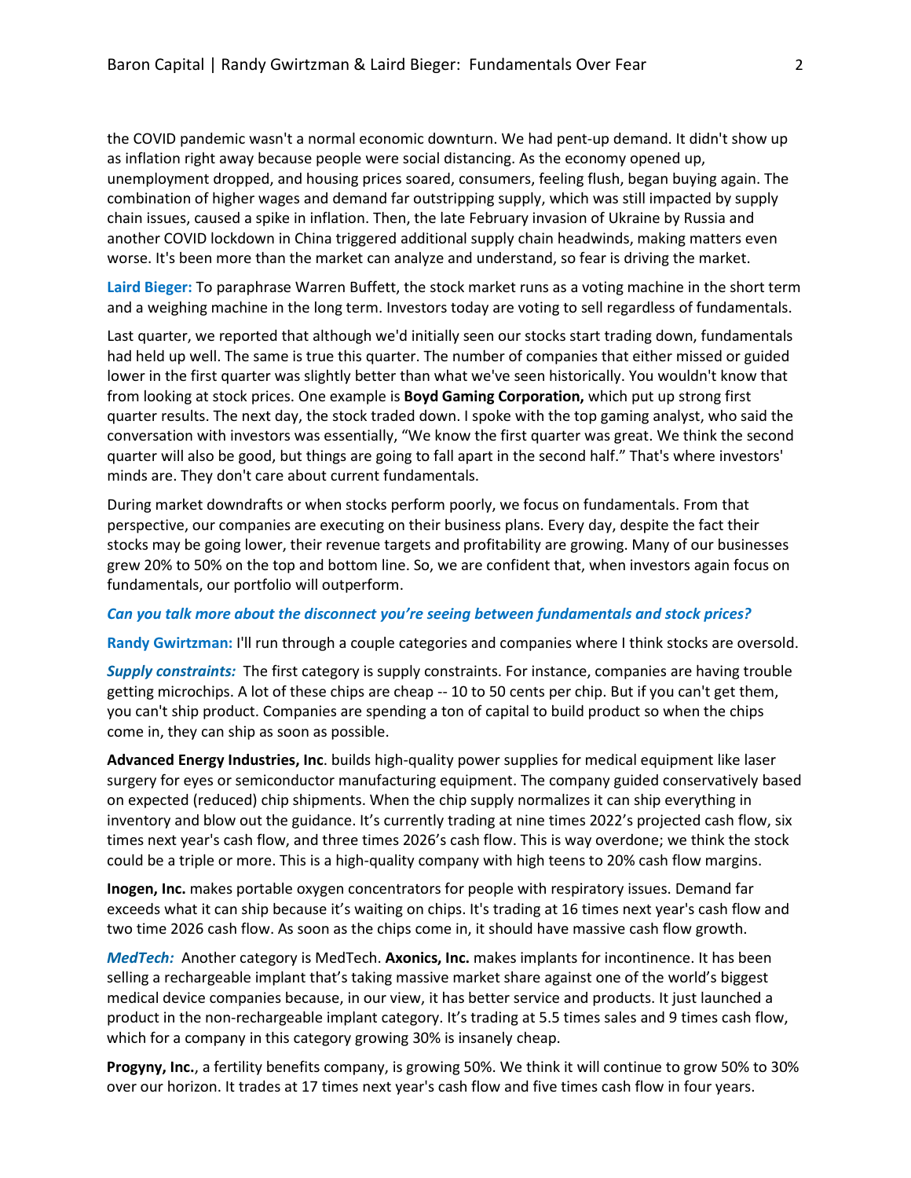the COVID pandemic wasn't a normal economic downturn. We had pent-up demand. It didn't show up as inflation right away because people were social distancing. As the economy opened up, unemployment dropped, and housing prices soared, consumers, feeling flush, began buying again. The combination of higher wages and demand far outstripping supply, which was still impacted by supply chain issues, caused a spike in inflation. Then, the late February invasion of Ukraine by Russia and another COVID lockdown in China triggered additional supply chain headwinds, making matters even worse. It's been more than the market can analyze and understand, so fear is driving the market.

**Laird Bieger:** To paraphrase Warren Buffett, the stock market runs as a voting machine in the short term and a weighing machine in the long term. Investors today are voting to sell regardless of fundamentals.

Last quarter, we reported that although we'd initially seen our stocks start trading down, fundamentals had held up well. The same is true this quarter. The number of companies that either missed or guided lower in the first quarter was slightly better than what we've seen historically. You wouldn't know that from looking at stock prices. One example is **Boyd Gaming Corporation,** which put up strong first quarter results. The next day, the stock traded down. I spoke with the top gaming analyst, who said the conversation with investors was essentially, "We know the first quarter was great. We think the second quarter will also be good, but things are going to fall apart in the second half." That's where investors' minds are. They don't care about current fundamentals.

During market downdrafts or when stocks perform poorly, we focus on fundamentals. From that perspective, our companies are executing on their business plans. Every day, despite the fact their stocks may be going lower, their revenue targets and profitability are growing. Many of our businesses grew 20% to 50% on the top and bottom line. So, we are confident that, when investors again focus on fundamentals, our portfolio will outperform.

***Can you talk more about the disconnect you're seeing between fundamentals and stock prices?***

**Randy Gwirtzman:** I'll run through a couple categories and companies where I think stocks are oversold.

***Supply constraints:*** The first category is supply constraints. For instance, companies are having trouble getting microchips. A lot of these chips are cheap -- 10 to 50 cents per chip. But if you can't get them, you can't ship product. Companies are spending a ton of capital to build product so when the chips come in, they can ship as soon as possible.

**Advanced Energy Industries, Inc**. builds high-quality power supplies for medical equipment like laser surgery for eyes or semiconductor manufacturing equipment. The company guided conservatively based on expected (reduced) chip shipments. When the chip supply normalizes it can ship everything in inventory and blow out the guidance. It's currently trading at nine times 2022's projected cash flow, six times next year's cash flow, and three times 2026's cash flow. This is way overdone; we think the stock could be a triple or more. This is a high-quality company with high teens to 20% cash flow margins.

**Inogen, Inc.** makes portable oxygen concentrators for people with respiratory issues. Demand far exceeds what it can ship because it's waiting on chips. It's trading at 16 times next year's cash flow and two time 2026 cash flow. As soon as the chips come in, it should have massive cash flow growth.

***MedTech:*** Another category is MedTech. **Axonics, Inc.** makes implants for incontinence. It has been selling a rechargeable implant that's taking massive market share against one of the world's biggest medical device companies because, in our view, it has better service and products. It just launched a product in the non-rechargeable implant category. It's trading at 5.5 times sales and 9 times cash flow, which for a company in this category growing 30% is insanely cheap.

**Progyny, Inc.**, a fertility benefits company, is growing 50%. We think it will continue to grow 50% to 30% over our horizon. It trades at 17 times next year's cash flow and five times cash flow in four years.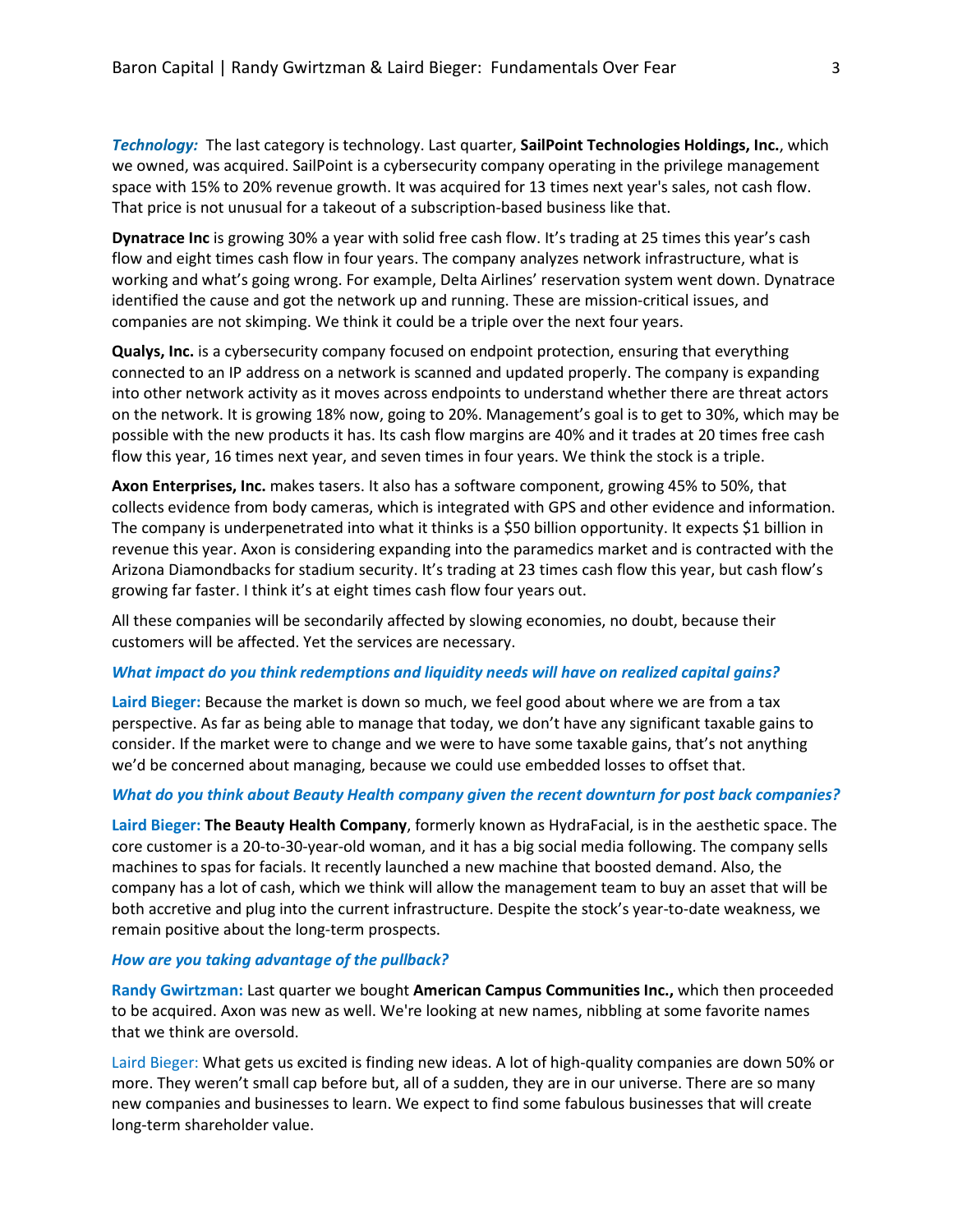***Technology:*** The last category is technology. Last quarter, **SailPoint Technologies Holdings, Inc.**, which we owned, was acquired. SailPoint is a cybersecurity company operating in the privilege management space with 15% to 20% revenue growth. It was acquired for 13 times next year's sales, not cash flow. That price is not unusual for a takeout of a subscription-based business like that.

**Dynatrace Inc** is growing 30% a year with solid free cash flow. It's trading at 25 times this year's cash flow and eight times cash flow in four years. The company analyzes network infrastructure, what is working and what's going wrong. For example, Delta Airlines' reservation system went down. Dynatrace identified the cause and got the network up and running. These are mission-critical issues, and companies are not skimping. We think it could be a triple over the next four years.

**Qualys, Inc.** is a cybersecurity company focused on endpoint protection, ensuring that everything connected to an IP address on a network is scanned and updated properly. The company is expanding into other network activity as it moves across endpoints to understand whether there are threat actors on the network. It is growing 18% now, going to 20%. Management's goal is to get to 30%, which may be possible with the new products it has. Its cash flow margins are 40% and it trades at 20 times free cash flow this year, 16 times next year, and seven times in four years. We think the stock is a triple.

**Axon Enterprises, Inc.** makes tasers. It also has a software component, growing 45% to 50%, that collects evidence from body cameras, which is integrated with GPS and other evidence and information. The company is underpenetrated into what it thinks is a $50 billion opportunity. It expects $1 billion in revenue this year. Axon is considering expanding into the paramedics market and is contracted with the Arizona Diamondbacks for stadium security. It's trading at 23 times cash flow this year, but cash flow's growing far faster. I think it's at eight times cash flow four years out.

All these companies will be secondarily affected by slowing economies, no doubt, because their customers will be affected. Yet the services are necessary.

***What impact do you think redemptions and liquidity needs will have on realized capital gains?***

**Laird Bieger:** Because the market is down so much, we feel good about where we are from a tax perspective. As far as being able to manage that today, we don't have any significant taxable gains to consider. If the market were to change and we were to have some taxable gains, that's not anything we'd be concerned about managing, because we could use embedded losses to offset that.

***What do you think about Beauty Health company given the recent downturn for post back companies?***

**Laird Bieger:** **The Beauty Health Company**, formerly known as HydraFacial, is in the aesthetic space. The core customer is a 20-to-30-year-old woman, and it has a big social media following. The company sells machines to spas for facials. It recently launched a new machine that boosted demand. Also, the company has a lot of cash, which we think will allow the management team to buy an asset that will be both accretive and plug into the current infrastructure. Despite the stock's year-to-date weakness, we remain positive about the long-term prospects.

***How are you taking advantage of the pullback?***

**Randy Gwirtzman:** Last quarter we bought **American Campus Communities Inc.,** which then proceeded to be acquired. Axon was new as well. We're looking at new names, nibbling at some favorite names that we think are oversold.

Laird Bieger: What gets us excited is finding new ideas. A lot of high-quality companies are down 50% or more. They weren't small cap before but, all of a sudden, they are in our universe. There are so many new companies and businesses to learn. We expect to find some fabulous businesses that will create long-term shareholder value.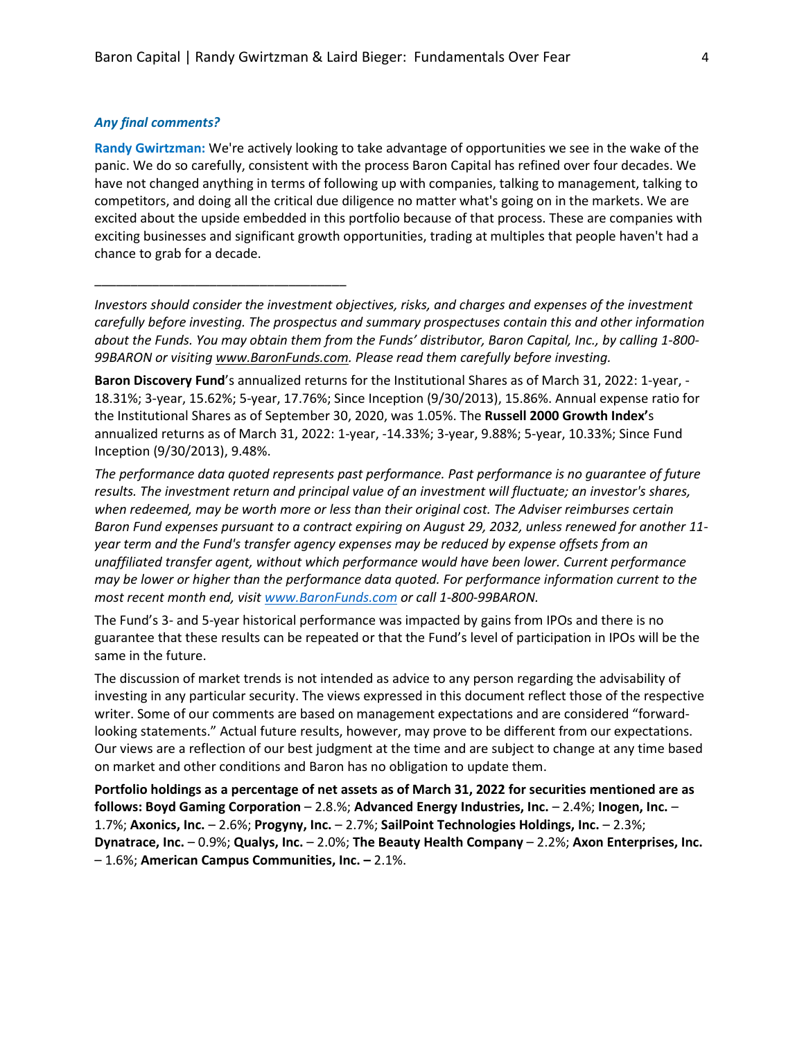***Any final comments?***

**Randy Gwirtzman:** We're actively looking to take advantage of opportunities we see in the wake of the panic. We do so carefully, consistent with the process Baron Capital has refined over four decades. We have not changed anything in terms of following up with companies, talking to management, talking to competitors, and doing all the critical due diligence no matter what's going on in the markets. We are excited about the upside embedded in this portfolio because of that process. These are companies with exciting businesses and significant growth opportunities, trading at multiples that people haven't had a chance to grab for a decade.

___________________________________

*Investors should consider the investment objectives, risks, and charges and expenses of the investment carefully before investing. The prospectus and summary prospectuses contain this and other information about the Funds. You may obtain them from the Funds' distributor, Baron Capital, Inc., by calling 1-800-99BARON or visiting www.BaronFunds.com. Please read them carefully before investing.*

**Baron Discovery Fund**'s annualized returns for the Institutional Shares as of March 31, 2022: 1-year, -18.31%; 3-year, 15.62%; 5-year, 17.76%; Since Inception (9/30/2013), 15.86%. Annual expense ratio for the Institutional Shares as of September 30, 2020, was 1.05%. The **Russell 2000 Growth Index'**s annualized returns as of March 31, 2022: 1-year, -14.33%; 3-year, 9.88%; 5-year, 10.33%; Since Fund Inception (9/30/2013), 9.48%.

*The performance data quoted represents past performance. Past performance is no guarantee of future results. The investment return and principal value of an investment will fluctuate; an investor's shares, when redeemed, may be worth more or less than their original cost. The Adviser reimburses certain Baron Fund expenses pursuant to a contract expiring on August 29, 2032, unless renewed for another 11-year term and the Fund's transfer agency expenses may be reduced by expense offsets from an unaffiliated transfer agent, without which performance would have been lower. Current performance may be lower or higher than the performance data quoted. For performance information current to the most recent month end, visit www.BaronFunds.com or call 1-800-99BARON.*

The Fund's 3- and 5-year historical performance was impacted by gains from IPOs and there is no guarantee that these results can be repeated or that the Fund's level of participation in IPOs will be the same in the future.

The discussion of market trends is not intended as advice to any person regarding the advisability of investing in any particular security. The views expressed in this document reflect those of the respective writer. Some of our comments are based on management expectations and are considered "forward-looking statements." Actual future results, however, may prove to be different from our expectations. Our views are a reflection of our best judgment at the time and are subject to change at any time based on market and other conditions and Baron has no obligation to update them.

**Portfolio holdings as a percentage of net assets as of March 31, 2022 for securities mentioned are as follows: Boyd Gaming Corporation** – 2.8.%; **Advanced Energy Industries, Inc.** – 2.4%; **Inogen, Inc.** – 1.7%; **Axonics, Inc.** – 2.6%; **Progyny, Inc.** – 2.7%; **SailPoint Technologies Holdings, Inc.** – 2.3%; **Dynatrace, Inc.** – 0.9%; **Qualys, Inc.** – 2.0%; **The Beauty Health Company** – 2.2%; **Axon Enterprises, Inc.** – 1.6%; **American Campus Communities, Inc. –** 2.1%.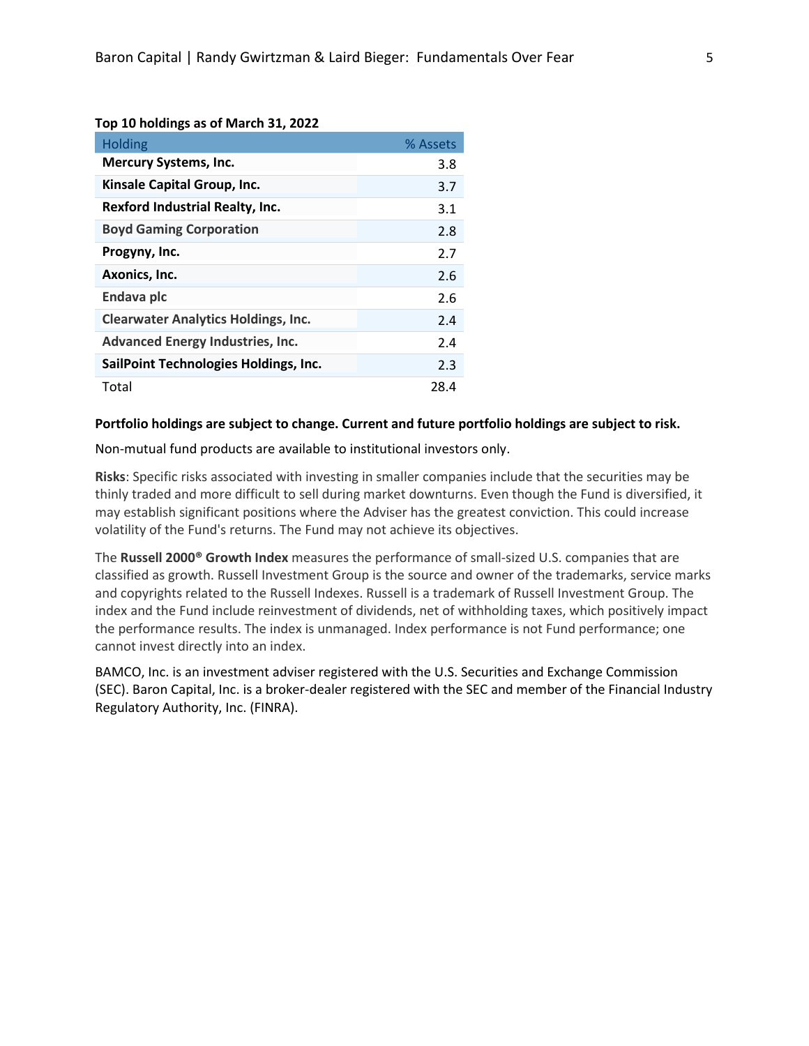**Top 10 holdings as of March 31, 2022**

| Holding | % Assets |
|---|---|
| **Mercury Systems, Inc.** | 3.8 |
| **Kinsale Capital Group, Inc.** | 3.7 |
| **Rexford Industrial Realty, Inc.** | 3.1 |
| **Boyd Gaming Corporation** | 2.8 |
| **Progyny, Inc.** | 2.7 |
| **Axonics, Inc.** | 2.6 |
| **Endava plc** | 2.6 |
| **Clearwater Analytics Holdings, Inc.** | 2.4 |
| **Advanced Energy Industries, Inc.** | 2.4 |
| **SailPoint Technologies Holdings, Inc.** | 2.3 |
| Total | 28.4 |

**Portfolio holdings are subject to change. Current and future portfolio holdings are subject to risk.**

Non-mutual fund products are available to institutional investors only.

**Risks**: Specific risks associated with investing in smaller companies include that the securities may be thinly traded and more difficult to sell during market downturns. Even though the Fund is diversified, it may establish significant positions where the Adviser has the greatest conviction. This could increase volatility of the Fund's returns. The Fund may not achieve its objectives.

The **Russell 2000® Growth Index** measures the performance of small-sized U.S. companies that are classified as growth. Russell Investment Group is the source and owner of the trademarks, service marks and copyrights related to the Russell Indexes. Russell is a trademark of Russell Investment Group. The index and the Fund include reinvestment of dividends, net of withholding taxes, which positively impact the performance results. The index is unmanaged. Index performance is not Fund performance; one cannot invest directly into an index.

BAMCO, Inc. is an investment adviser registered with the U.S. Securities and Exchange Commission (SEC). Baron Capital, Inc. is a broker-dealer registered with the SEC and member of the Financial Industry Regulatory Authority, Inc. (FINRA).